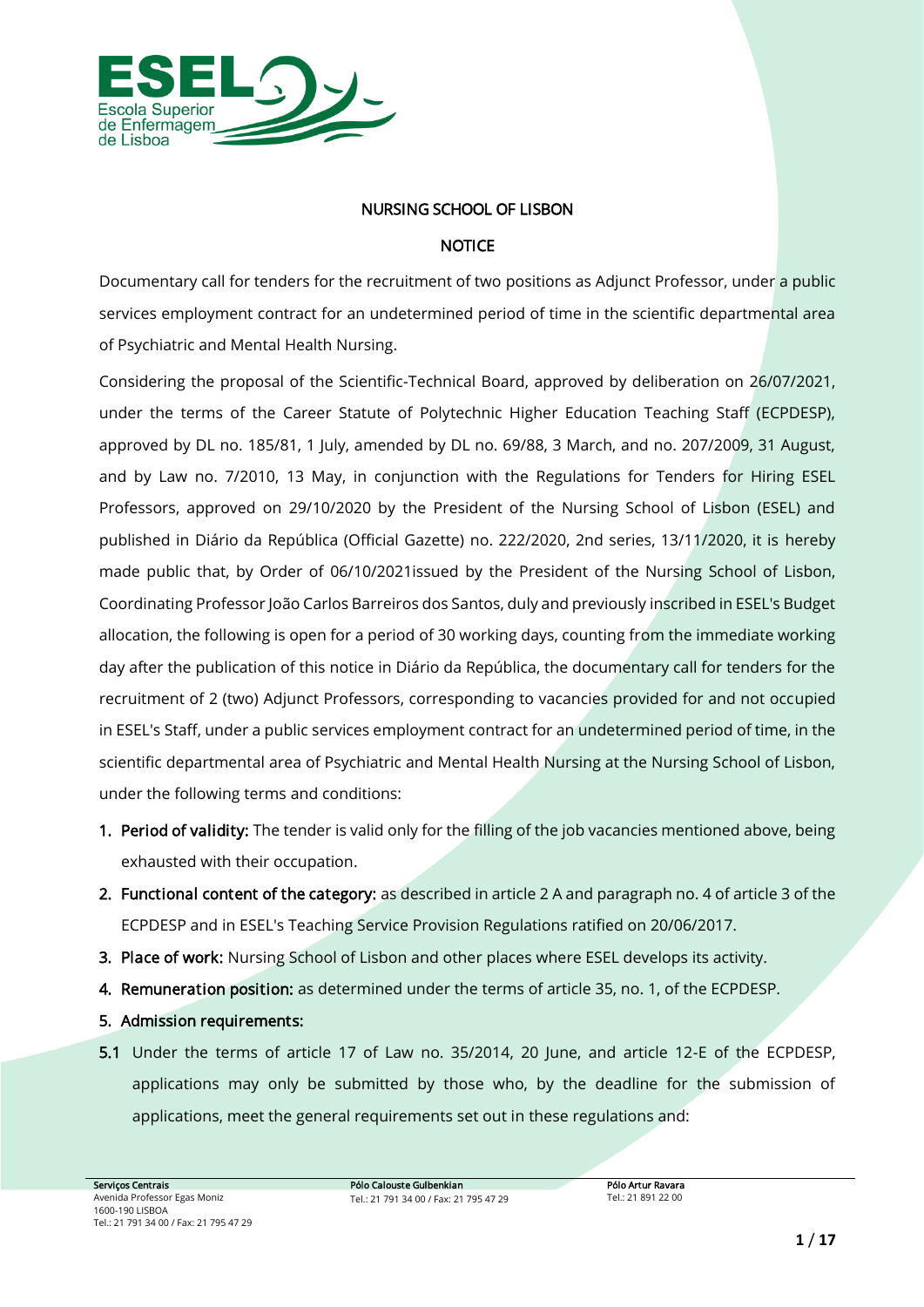NURSING SCHOOL OF LISBON

NOTICE

Documentary call for tenders for the recruitment of two positions as Adjunct Professor, under a public services employment contract for an undetermined period of time in the scientific departmental area of Psychiatric and Mental Health Nursing.

Considering the proposal of the Scientific-Technical Board, approved by deliberation on 26/07/2021, under the terms of the Career Statute of Polytechnic Higher Education Teaching Staff (ECPDESP), approved by DL no. 185/81, 1 July, amended by DL no. 69/88, 3 March, and no. 207/2009, 31 August, and by Law no. 7/2010, 13 May, in conjunction with the Regulations for Tenders for Hiring ESEL Professors, approved on 29/10/2020 by the President of the Nursing School of Lisbon (ESEL) and published in Diário da República (Official Gazette) no. 222/2020, 2nd series, 13/11/2020, it is hereby made public that, by Order of 06/10/2021issued by the President of the Nursing School of Lisbon, Coordinating Professor João Carlos Barreiros dos Santos, duly and previously inscribed in ESEL's Budget allocation, the following is open for a period of 30 working days, counting from the immediate working day after the publication of this notice in Diário da República, the documentary call for tenders for the recruitment of 2 (two) Adjunct Professors, corresponding to vacancies provided for and not occupied in ESEL's Staff, under a public services employment contract for an undetermined period of time, in the scientific departmental area of Psychiatric and Mental Health Nursing at the Nursing School of Lisbon, under the following terms and conditions:

1. **Period of validity:** The tender is valid only for the filling of the job vacancies mentioned above, being exhausted with their occupation.
2. **Functional content of the category:** as described in article 2 A and paragraph no. 4 of article 3 of the ECPDESP and in ESEL's Teaching Service Provision Regulations ratified on 20/06/2017.
3. **Place of work:** Nursing School of Lisbon and other places where ESEL develops its activity.
4. **Remuneration position:** as determined under the terms of article 35, no. 1, of the ECPDESP.
5. **Admission requirements:**

**5.1** Under the terms of article 17 of Law no. 35/2014, 20 June, and article 12-E of the ECPDESP, applications may only be submitted by those who, by the deadline for the submission of applications, meet the general requirements set out in these regulations and: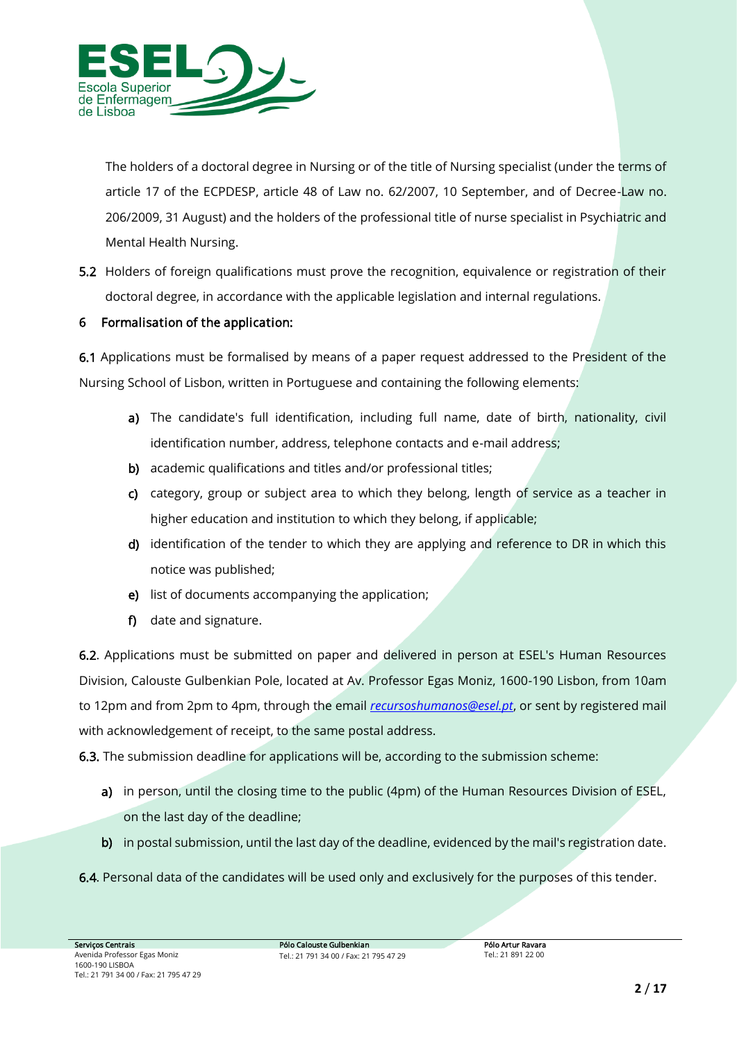The holders of a doctoral degree in Nursing or of the title of Nursing specialist (under the terms of article 17 of the ECPDESP, article 48 of Law no. 62/2007, 10 September, and of Decree-Law no. 206/2009, 31 August) and the holders of the professional title of nurse specialist in Psychiatric and Mental Health Nursing.

**5.2** Holders of foreign qualifications must prove the recognition, equivalence or registration of their doctoral degree, in accordance with the applicable legislation and internal regulations.

## 6 Formalisation of the application:

**6.1** Applications must be formalised by means of a paper request addressed to the President of the Nursing School of Lisbon, written in Portuguese and containing the following elements:

- **a)** The candidate's full identification, including full name, date of birth, nationality, civil identification number, address, telephone contacts and e-mail address;
- **b)** academic qualifications and titles and/or professional titles;
- **c)** category, group or subject area to which they belong, length of service as a teacher in higher education and institution to which they belong, if applicable;
- **d)** identification of the tender to which they are applying and reference to DR in which this notice was published;
- **e)** list of documents accompanying the application;
- **f)** date and signature.

**6.2.** Applications must be submitted on paper and delivered in person at ESEL's Human Resources Division, Calouste Gulbenkian Pole, located at Av. Professor Egas Moniz, 1600-190 Lisbon, from 10am to 12pm and from 2pm to 4pm, through the email *recursoshumanos@esel.pt*, or sent by registered mail with acknowledgement of receipt, to the same postal address.

**6.3.** The submission deadline for applications will be, according to the submission scheme:

- **a)** in person, until the closing time to the public (4pm) of the Human Resources Division of ESEL, on the last day of the deadline;
- **b)** in postal submission, until the last day of the deadline, evidenced by the mail's registration date.

**6.4.** Personal data of the candidates will be used only and exclusively for the purposes of this tender.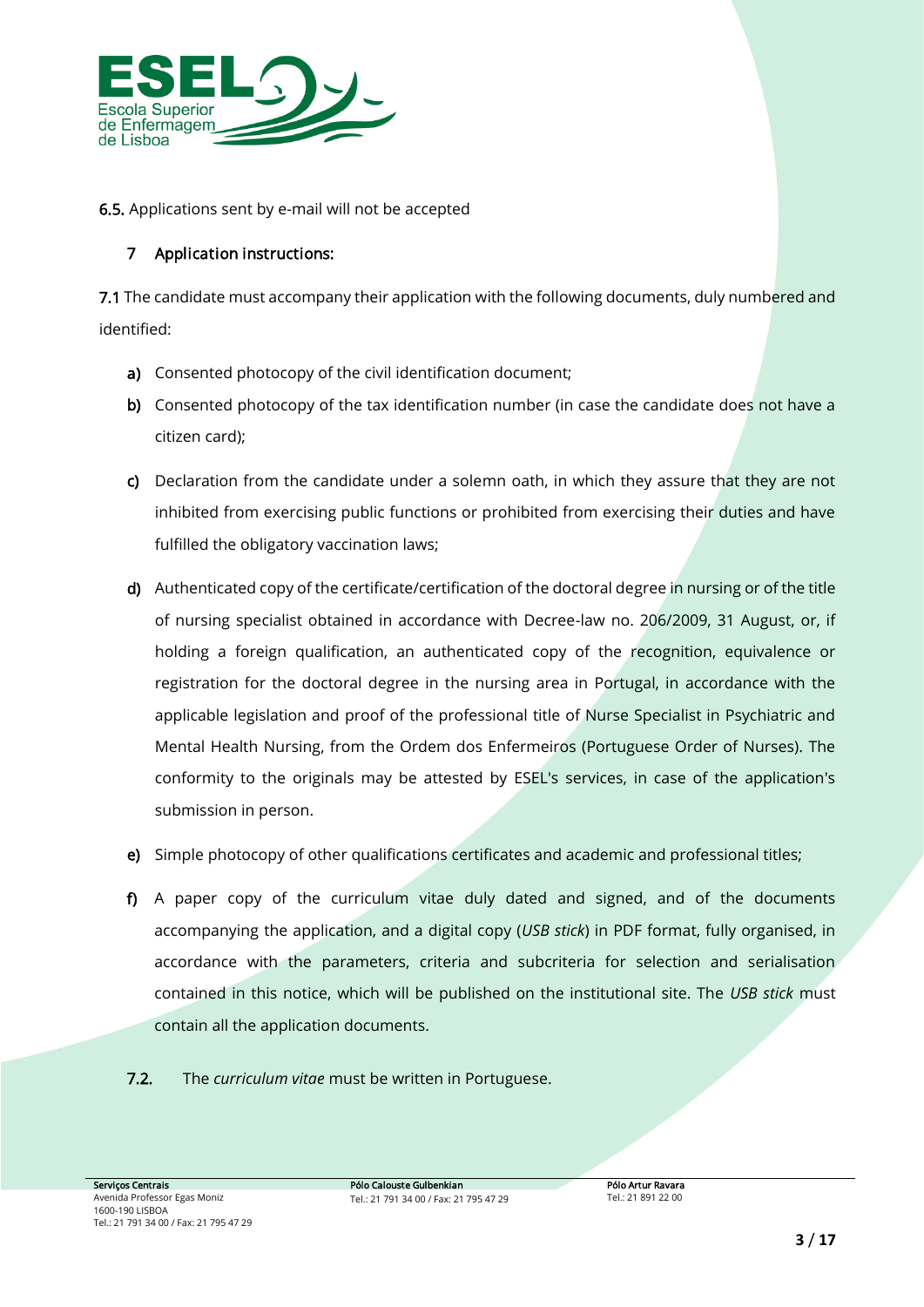**6.5.** Applications sent by e-mail will not be accepted

## 7 Application instructions:

**7.1** The candidate must accompany their application with the following documents, duly numbered and identified:

**a)** Consented photocopy of the civil identification document;

**b)** Consented photocopy of the tax identification number (in case the candidate does not have a citizen card);

**c)** Declaration from the candidate under a solemn oath, in which they assure that they are not inhibited from exercising public functions or prohibited from exercising their duties and have fulfilled the obligatory vaccination laws;

**d)** Authenticated copy of the certificate/certification of the doctoral degree in nursing or of the title of nursing specialist obtained in accordance with Decree-law no. 206/2009, 31 August, or, if holding a foreign qualification, an authenticated copy of the recognition, equivalence or registration for the doctoral degree in the nursing area in Portugal, in accordance with the applicable legislation and proof of the professional title of Nurse Specialist in Psychiatric and Mental Health Nursing, from the Ordem dos Enfermeiros (Portuguese Order of Nurses). The conformity to the originals may be attested by ESEL's services, in case of the application's submission in person.

**e)** Simple photocopy of other qualifications certificates and academic and professional titles;

**f)** A paper copy of the curriculum vitae duly dated and signed, and of the documents accompanying the application, and a digital copy (*USB stick*) in PDF format, fully organised, in accordance with the parameters, criteria and subcriteria for selection and serialisation contained in this notice, which will be published on the institutional site. The *USB stick* must contain all the application documents.

**7.2.** The *curriculum vitae* must be written in Portuguese.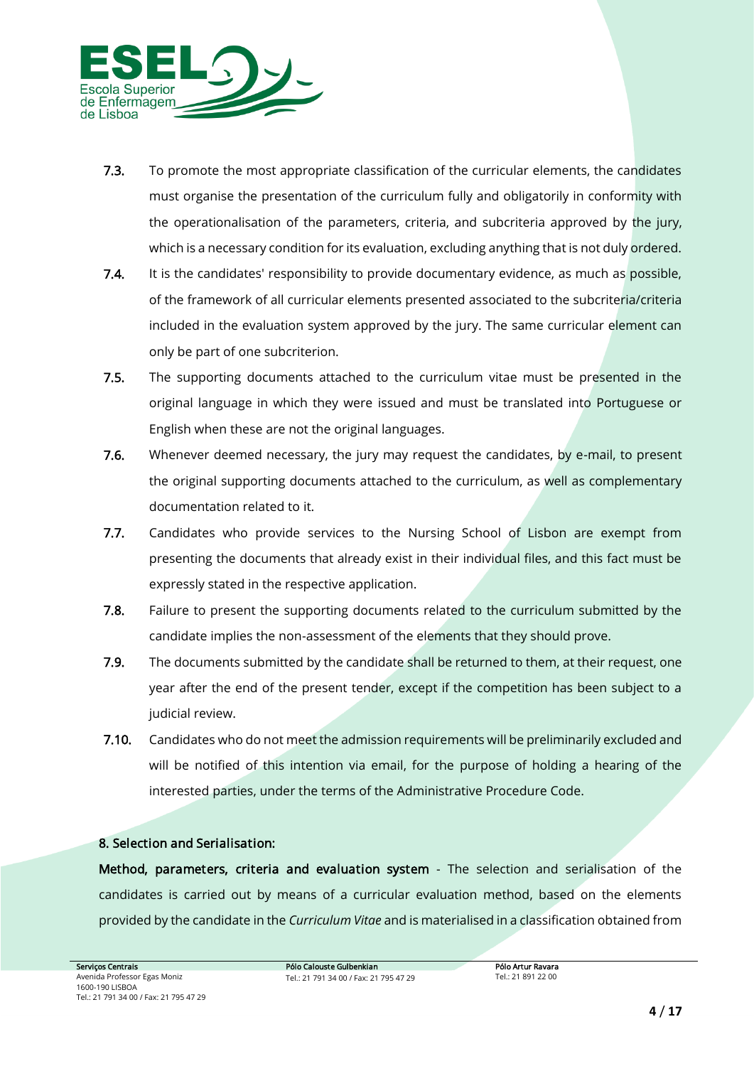7.3. To promote the most appropriate classification of the curricular elements, the candidates must organise the presentation of the curriculum fully and obligatorily in conformity with the operationalisation of the parameters, criteria, and subcriteria approved by the jury, which is a necessary condition for its evaluation, excluding anything that is not duly ordered.

7.4. It is the candidates' responsibility to provide documentary evidence, as much as possible, of the framework of all curricular elements presented associated to the subcriteria/criteria included in the evaluation system approved by the jury. The same curricular element can only be part of one subcriterion.

7.5. The supporting documents attached to the curriculum vitae must be presented in the original language in which they were issued and must be translated into Portuguese or English when these are not the original languages.

7.6. Whenever deemed necessary, the jury may request the candidates, by e-mail, to present the original supporting documents attached to the curriculum, as well as complementary documentation related to it.

7.7. Candidates who provide services to the Nursing School of Lisbon are exempt from presenting the documents that already exist in their individual files, and this fact must be expressly stated in the respective application.

7.8. Failure to present the supporting documents related to the curriculum submitted by the candidate implies the non-assessment of the elements that they should prove.

7.9. The documents submitted by the candidate shall be returned to them, at their request, one year after the end of the present tender, except if the competition has been subject to a judicial review.

7.10. Candidates who do not meet the admission requirements will be preliminarily excluded and will be notified of this intention via email, for the purpose of holding a hearing of the interested parties, under the terms of the Administrative Procedure Code.

## 8. Selection and Serialisation:

**Method, parameters, criteria and evaluation system** - The selection and serialisation of the candidates is carried out by means of a curricular evaluation method, based on the elements provided by the candidate in the *Curriculum Vitae* and is materialised in a classification obtained from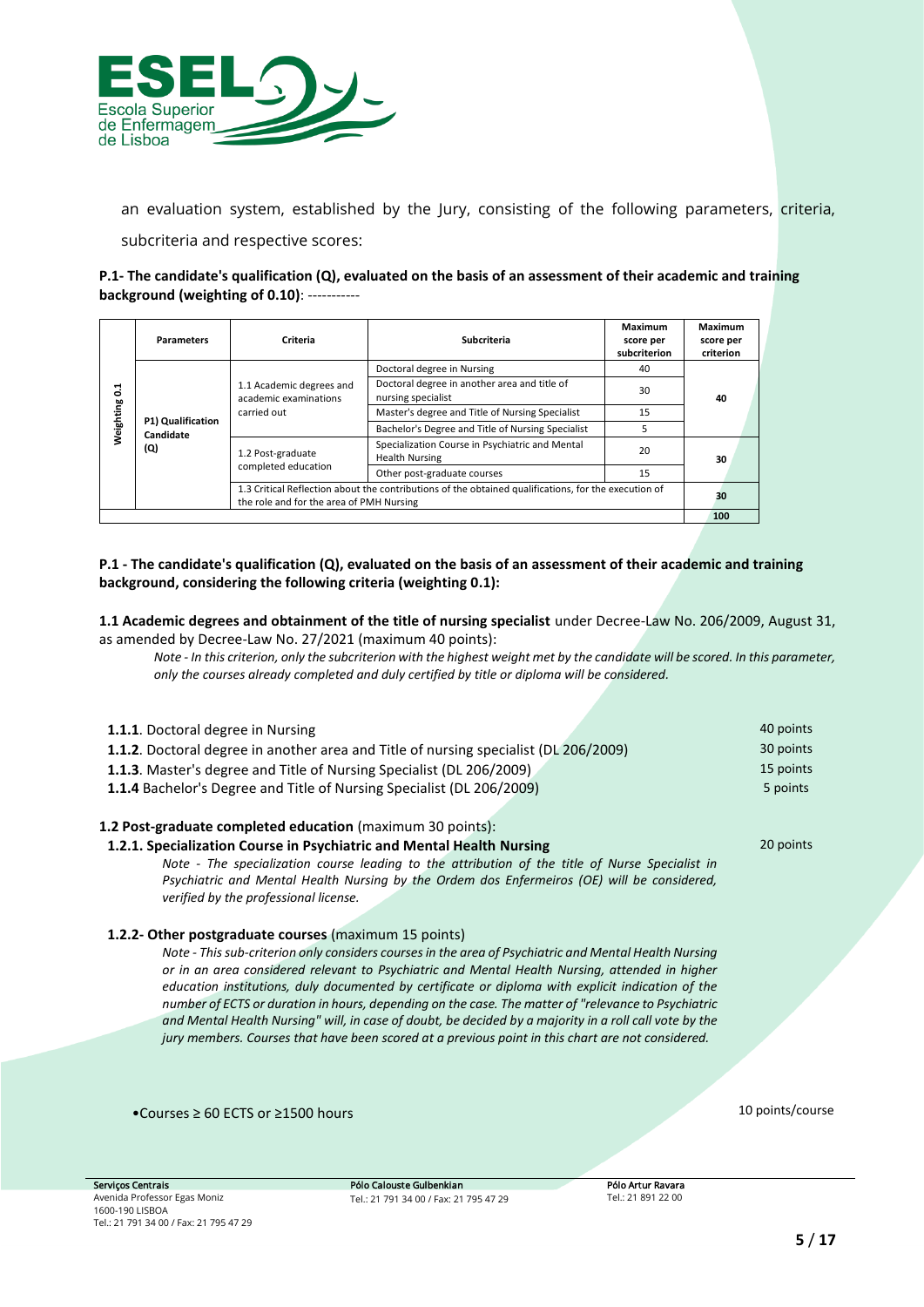an evaluation system, established by the Jury, consisting of the following parameters, criteria, subcriteria and respective scores:

**P.1- The candidate's qualification (Q), evaluated on the basis of an assessment of their academic and training background (weighting of 0.10)**: -----------

| | Parameters | Criteria | Subcriteria | Maximum score per subcriterion | Maximum score per criterion |
|---|---|---|---|---|---|
| Weighting 0.1 | P1) Qualification Candidate (Q) | 1.1 Academic degrees and academic examinations carried out | Doctoral degree in Nursing | 40 | 40 |
| | | | Doctoral degree in another area and title of nursing specialist | 30 | |
| | | | Master's degree and Title of Nursing Specialist | 15 | |
| | | | Bachelor's Degree and Title of Nursing Specialist | 5 | |
| | | 1.2 Post-graduate completed education | Specialization Course in Psychiatric and Mental Health Nursing | 20 | 30 |
| | | | Other post-graduate courses | 15 | |
| | | 1.3 Critical Reflection about the contributions of the obtained qualifications, for the execution of the role and for the area of PMH Nursing | | | 30 |
| | | | | | 100 |

**P.1 - The candidate's qualification (Q), evaluated on the basis of an assessment of their academic and training background, considering the following criteria (weighting 0.1):**

**1.1 Academic degrees and obtainment of the title of nursing specialist** under Decree-Law No. 206/2009, August 31, as amended by Decree-Law No. 27/2021 (maximum 40 points):

*Note - In this criterion, only the subcriterion with the highest weight met by the candidate will be scored. In this parameter, only the courses already completed and duly certified by title or diploma will be considered.*

**1.1.1**. Doctoral degree in Nursing — 40 points
**1.1.2**. Doctoral degree in another area and Title of nursing specialist (DL 206/2009) — 30 points
**1.1.3**. Master's degree and Title of Nursing Specialist (DL 206/2009) — 15 points
**1.1.4** Bachelor's Degree and Title of Nursing Specialist (DL 206/2009) — 5 points

**1.2 Post-graduate completed education** (maximum 30 points):

**1.2.1. Specialization Course in Psychiatric and Mental Health Nursing** — 20 points

*Note - The specialization course leading to the attribution of the title of Nurse Specialist in Psychiatric and Mental Health Nursing by the Ordem dos Enfermeiros (OE) will be considered, verified by the professional license.*

**1.2.2- Other postgraduate courses** (maximum 15 points)

*Note - This sub-criterion only considers courses in the area of Psychiatric and Mental Health Nursing or in an area considered relevant to Psychiatric and Mental Health Nursing, attended in higher education institutions, duly documented by certificate or diploma with explicit indication of the number of ECTS or duration in hours, depending on the case. The matter of "relevance to Psychiatric and Mental Health Nursing" will, in case of doubt, be decided by a majority in a roll call vote by the jury members. Courses that have been scored at a previous point in this chart are not considered.*

- Courses ≥ 60 ECTS or ≥1500 hours — 10 points/course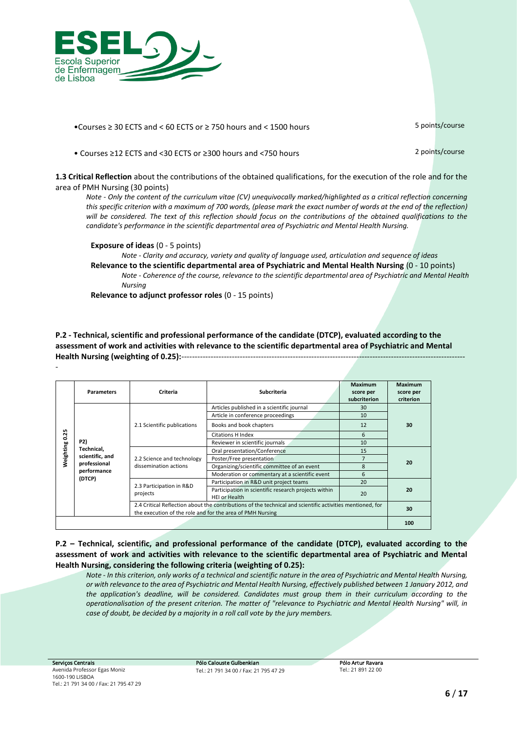- Courses ≥ 30 ECTS and < 60 ECTS or ≥ 750 hours and < 1500 hours — 5 points/course

- Courses ≥12 ECTS and <30 ECTS or ≥300 hours and <750 hours — 2 points/course

**1.3 Critical Reflection** about the contributions of the obtained qualifications, for the execution of the role and for the area of PMH Nursing (30 points)

*Note - Only the content of the curriculum vitae (CV) unequivocally marked/highlighted as a critical reflection concerning this specific criterion with a maximum of 700 words, (please mark the exact number of words at the end of the reflection) will be considered. The text of this reflection should focus on the contributions of the obtained qualifications to the candidate's performance in the scientific departmental area of Psychiatric and Mental Health Nursing.*

**Exposure of ideas** (0 - 5 points)

*Note - Clarity and accuracy, variety and quality of language used, articulation and sequence of ideas*

**Relevance to the scientific departmental area of Psychiatric and Mental Health Nursing** (0 - 10 points)

*Note - Coherence of the course, relevance to the scientific departmental area of Psychiatric and Mental Health Nursing*

**Relevance to adjunct professor roles** (0 - 15 points)

**P.2 - Technical, scientific and professional performance of the candidate (DTCP), evaluated according to the assessment of work and activities with relevance to the scientific departmental area of Psychiatric and Mental Health Nursing (weighting of 0.25):**-------------------------------------------------------------------------------------------------------------

| | Parameters | Criteria | Subcriteria | Maximum score per subcriterion | Maximum score per criterion |
|---|---|---|---|---|---|
| Weighting 0.25 | P2) Technical, scientific, and professional performance (DTCP) | 2.1 Scientific publications | Articles published in a scientific journal | 30 | 30 |
| | | | Article in conference proceedings | 10 | |
| | | | Books and book chapters | 12 | |
| | | | Citations H Index | 6 | |
| | | | Reviewer in scientific journals | 10 | |
| | | 2.2 Science and technology dissemination actions | Oral presentation/Conference | 15 | 20 |
| | | | Poster/Free presentation | 7 | |
| | | | Organizing/scientific committee of an event | 8 | |
| | | | Moderation or commentary at a scientific event | 6 | |
| | | 2.3 Participation in R&D projects | Participation in R&D unit project teams | 20 | 20 |
| | | | Participation in scientific research projects within HEI or Health | 20 | |
| | | 2.4 Critical Reflection about the contributions of the technical and scientific activities mentioned, for the execution of the role and for the area of PMH Nursing | | | 30 |
| | | | | | 100 |

**P.2 – Technical, scientific, and professional performance of the candidate (DTCP), evaluated according to the assessment of work and activities with relevance to the scientific departmental area of Psychiatric and Mental Health Nursing, considering the following criteria (weighting of 0.25):**

*Note - In this criterion, only works of a technical and scientific nature in the area of Psychiatric and Mental Health Nursing, or with relevance to the area of Psychiatric and Mental Health Nursing, effectively published between 1 January 2012, and the application's deadline, will be considered. Candidates must group them in their curriculum according to the operationalisation of the present criterion. The matter of "relevance to Psychiatric and Mental Health Nursing" will, in case of doubt, be decided by a majority in a roll call vote by the jury members.*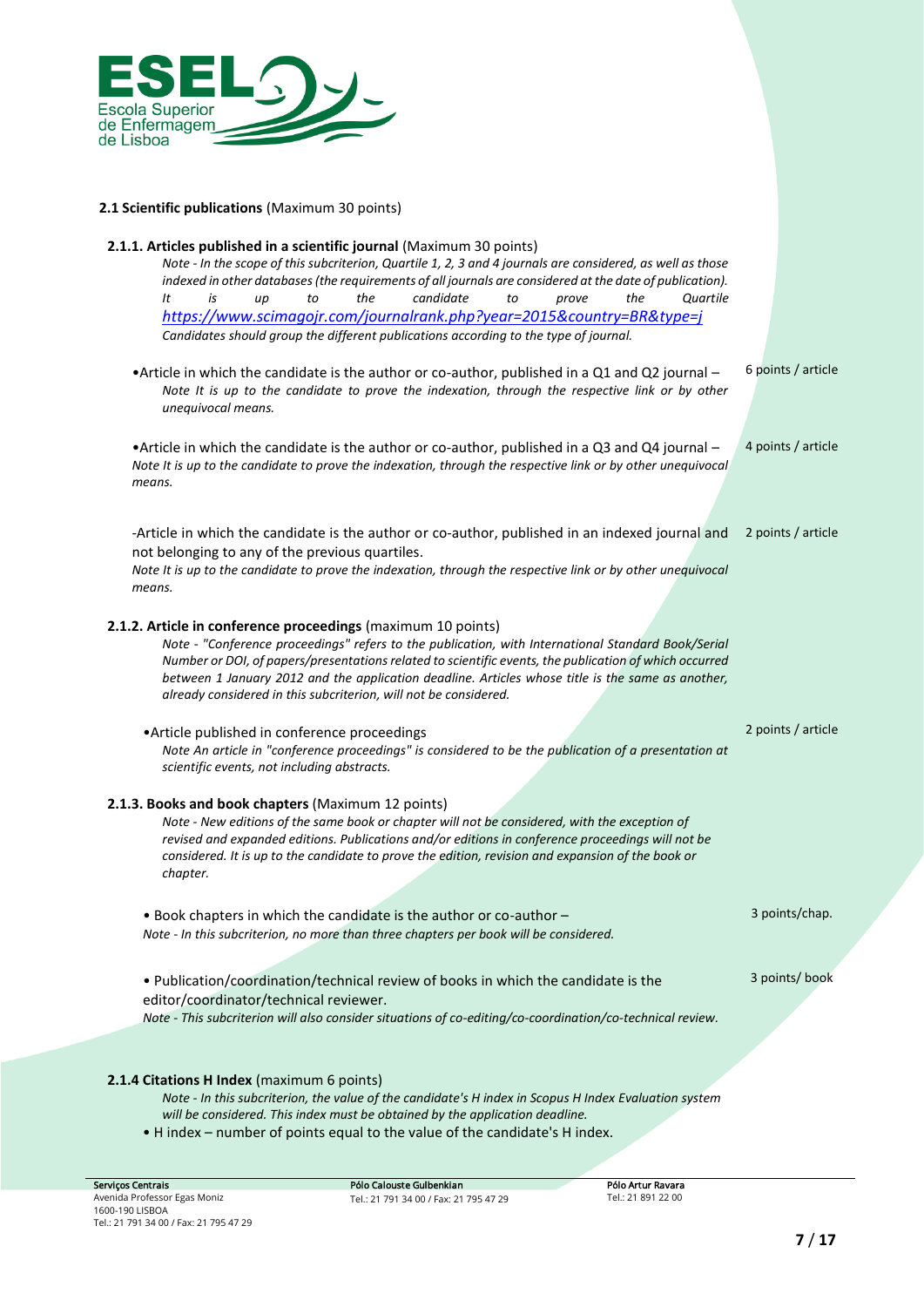**2.1 Scientific publications** (Maximum 30 points)

**2.1.1. Articles published in a scientific journal** (Maximum 30 points)

*Note - In the scope of this subcriterion, Quartile 1, 2, 3 and 4 journals are considered, as well as those indexed in other databases (the requirements of all journals are considered at the date of publication). It is up to the candidate to prove the Quartile https://www.scimagojr.com/journalrank.php?year=2015&country=BR&type=j*
*Candidates should group the different publications according to the type of journal.*

| | |
|---|---|
| •Article in which the candidate is the author or co-author, published in a Q1 and Q2 journal – *Note It is up to the candidate to prove the indexation, through the respective link or by other unequivocal means.* | 6 points / article |
| •Article in which the candidate is the author or co-author, published in a Q3 and Q4 journal – *Note It is up to the candidate to prove the indexation, through the respective link or by other unequivocal means.* | 4 points / article |
| -Article in which the candidate is the author or co-author, published in an indexed journal and not belonging to any of the previous quartiles. *Note It is up to the candidate to prove the indexation, through the respective link or by other unequivocal means.* | 2 points / article |

**2.1.2. Article in conference proceedings** (maximum 10 points)

*Note - "Conference proceedings" refers to the publication, with International Standard Book/Serial Number or DOI, of papers/presentations related to scientific events, the publication of which occurred between 1 January 2012 and the application deadline. Articles whose title is the same as another, already considered in this subcriterion, will not be considered.*

| | |
|---|---|
| •Article published in conference proceedings *Note An article in "conference proceedings" is considered to be the publication of a presentation at scientific events, not including abstracts.* | 2 points / article |

**2.1.3. Books and book chapters** (Maximum 12 points)

*Note - New editions of the same book or chapter will not be considered, with the exception of revised and expanded editions. Publications and/or editions in conference proceedings will not be considered. It is up to the candidate to prove the edition, revision and expansion of the book or chapter.*

| | |
|---|---|
| • Book chapters in which the candidate is the author or co-author – *Note - In this subcriterion, no more than three chapters per book will be considered.* | 3 points/chap. |
| • Publication/coordination/technical review of books in which the candidate is the editor/coordinator/technical reviewer. *Note - This subcriterion will also consider situations of co-editing/co-coordination/co-technical review.* | 3 points/ book |

**2.1.4 Citations H Index** (maximum 6 points)

*Note - In this subcriterion, the value of the candidate's H index in Scopus H Index Evaluation system will be considered. This index must be obtained by the application deadline.*

- H index – number of points equal to the value of the candidate's H index.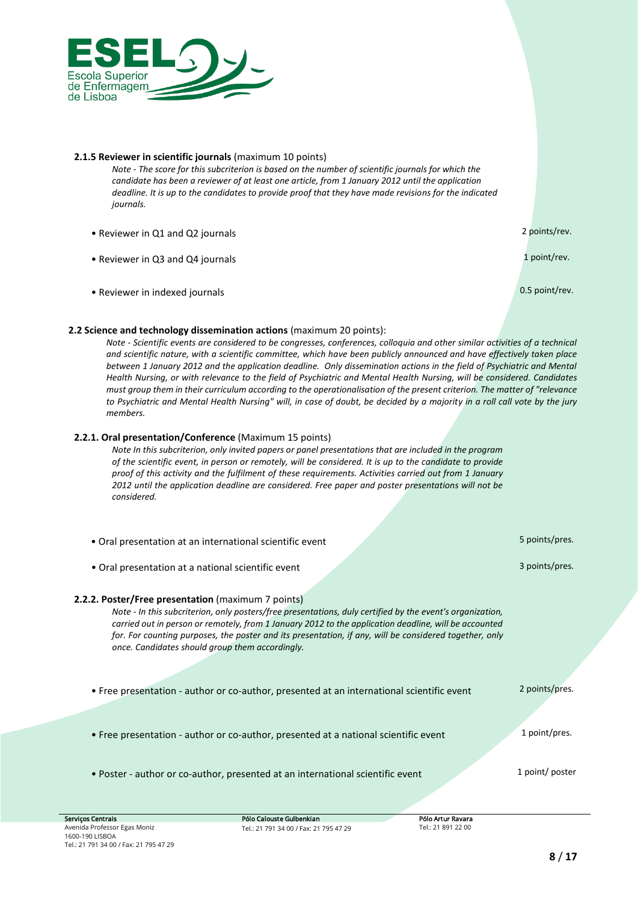**2.1.5 Reviewer in scientific journals** (maximum 10 points)

*Note - The score for this subcriterion is based on the number of scientific journals for which the candidate has been a reviewer of at least one article, from 1 January 2012 until the application deadline. It is up to the candidates to provide proof that they have made revisions for the indicated journals.*

| | |
|---|---|
| • Reviewer in Q1 and Q2 journals | 2 points/rev. |
| • Reviewer in Q3 and Q4 journals | 1 point/rev. |
| • Reviewer in indexed journals | 0.5 point/rev. |

**2.2 Science and technology dissemination actions** (maximum 20 points):

*Note - Scientific events are considered to be congresses, conferences, colloquia and other similar activities of a technical and scientific nature, with a scientific committee, which have been publicly announced and have effectively taken place between 1 January 2012 and the application deadline. Only dissemination actions in the field of Psychiatric and Mental Health Nursing, or with relevance to the field of Psychiatric and Mental Health Nursing, will be considered. Candidates must group them in their curriculum according to the operationalisation of the present criterion. The matter of "relevance to Psychiatric and Mental Health Nursing" will, in case of doubt, be decided by a majority in a roll call vote by the jury members.*

**2.2.1. Oral presentation/Conference** (Maximum 15 points)

*Note In this subcriterion, only invited papers or panel presentations that are included in the program of the scientific event, in person or remotely, will be considered. It is up to the candidate to provide proof of this activity and the fulfilment of these requirements. Activities carried out from 1 January 2012 until the application deadline are considered. Free paper and poster presentations will not be considered.*

| | |
|---|---|
| • Oral presentation at an international scientific event | 5 points/pres. |
| • Oral presentation at a national scientific event | 3 points/pres. |

**2.2.2. Poster/Free presentation** (maximum 7 points)

*Note - In this subcriterion, only posters/free presentations, duly certified by the event's organization, carried out in person or remotely, from 1 January 2012 to the application deadline, will be accounted for. For counting purposes, the poster and its presentation, if any, will be considered together, only once. Candidates should group them accordingly.*

| | |
|---|---|
| • Free presentation - author or co-author, presented at an international scientific event | 2 points/pres. |
| • Free presentation - author or co-author, presented at a national scientific event | 1 point/pres. |
| • Poster - author or co-author, presented at an international scientific event | 1 point/ poster |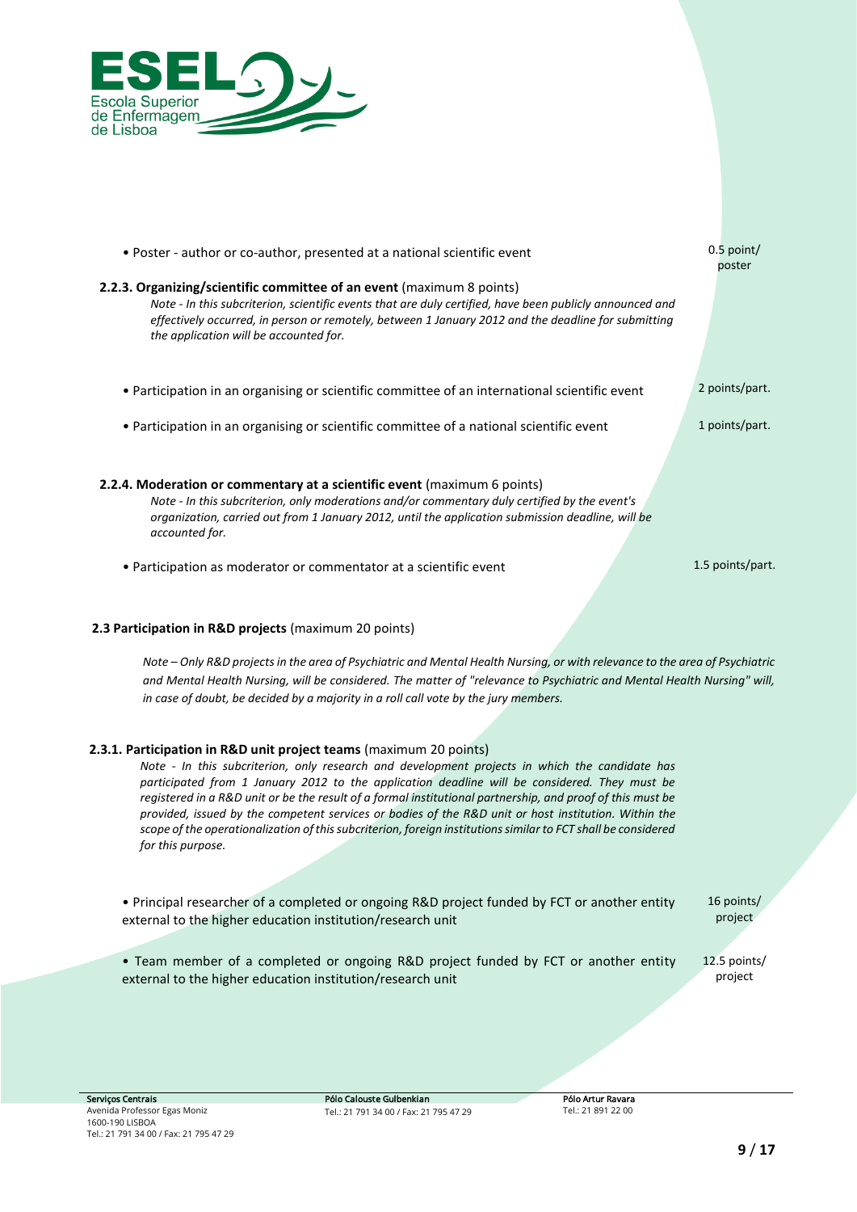- Poster - author or co-author, presented at a national scientific event — 0.5 point/ poster

**2.2.3. Organizing/scientific committee of an event** (maximum 8 points)

*Note - In this subcriterion, scientific events that are duly certified, have been publicly announced and effectively occurred, in person or remotely, between 1 January 2012 and the deadline for submitting the application will be accounted for.*

- Participation in an organising or scientific committee of an international scientific event — 2 points/part.
- Participation in an organising or scientific committee of a national scientific event — 1 points/part.

**2.2.4. Moderation or commentary at a scientific event** (maximum 6 points)

*Note - In this subcriterion, only moderations and/or commentary duly certified by the event's organization, carried out from 1 January 2012, until the application submission deadline, will be accounted for.*

- Participation as moderator or commentator at a scientific event — 1.5 points/part.

**2.3 Participation in R&D projects** (maximum 20 points)

*Note – Only R&D projects in the area of Psychiatric and Mental Health Nursing, or with relevance to the area of Psychiatric and Mental Health Nursing, will be considered. The matter of "relevance to Psychiatric and Mental Health Nursing" will, in case of doubt, be decided by a majority in a roll call vote by the jury members.*

**2.3.1. Participation in R&D unit project teams** (maximum 20 points)

*Note - In this subcriterion, only research and development projects in which the candidate has participated from 1 January 2012 to the application deadline will be considered. They must be registered in a R&D unit or be the result of a formal institutional partnership, and proof of this must be provided, issued by the competent services or bodies of the R&D unit or host institution. Within the scope of the operationalization of this subcriterion, foreign institutions similar to FCT shall be considered for this purpose.*

- Principal researcher of a completed or ongoing R&D project funded by FCT or another entity external to the higher education institution/research unit — 16 points/ project
- Team member of a completed or ongoing R&D project funded by FCT or another entity external to the higher education institution/research unit — 12.5 points/ project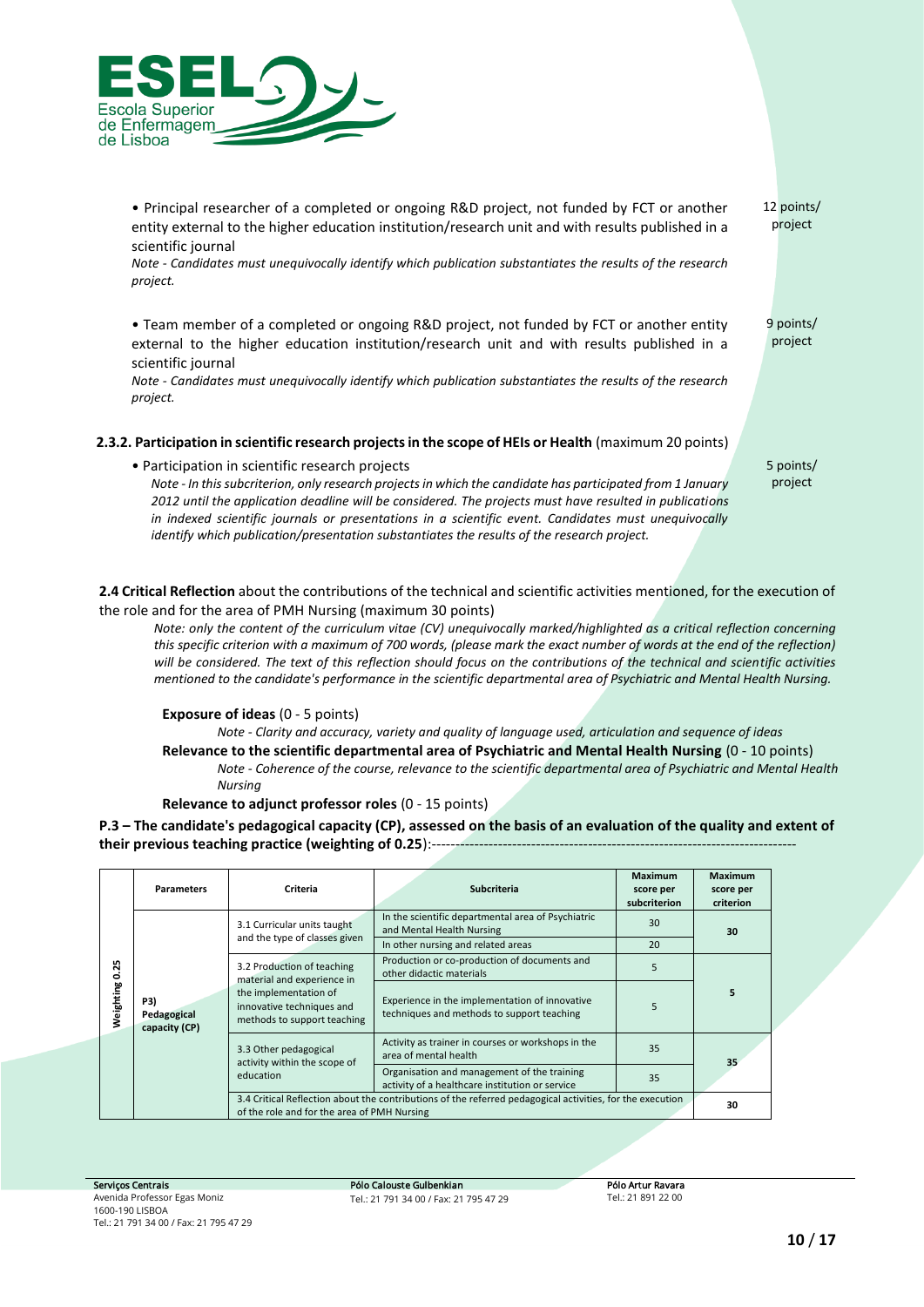- Principal researcher of a completed or ongoing R&D project, not funded by FCT or another entity external to the higher education institution/research unit and with results published in a scientific journal — 12 points/ project

  *Note - Candidates must unequivocally identify which publication substantiates the results of the research project.*

- Team member of a completed or ongoing R&D project, not funded by FCT or another entity external to the higher education institution/research unit and with results published in a scientific journal — 9 points/ project

  *Note - Candidates must unequivocally identify which publication substantiates the results of the research project.*

**2.3.2. Participation in scientific research projects in the scope of HEIs or Health** (maximum 20 points)

- Participation in scientific research projects — 5 points/ project

  *Note - In this subcriterion, only research projects in which the candidate has participated from 1 January 2012 until the application deadline will be considered. The projects must have resulted in publications in indexed scientific journals or presentations in a scientific event. Candidates must unequivocally identify which publication/presentation substantiates the results of the research project.*

**2.4 Critical Reflection** about the contributions of the technical and scientific activities mentioned, for the execution of the role and for the area of PMH Nursing (maximum 30 points)

*Note: only the content of the curriculum vitae (CV) unequivocally marked/highlighted as a critical reflection concerning this specific criterion with a maximum of 700 words, (please mark the exact number of words at the end of the reflection) will be considered. The text of this reflection should focus on the contributions of the technical and scientific activities mentioned to the candidate's performance in the scientific departmental area of Psychiatric and Mental Health Nursing.*

**Exposure of ideas** (0 - 5 points)

*Note - Clarity and accuracy, variety and quality of language used, articulation and sequence of ideas*

**Relevance to the scientific departmental area of Psychiatric and Mental Health Nursing** (0 - 10 points)

*Note - Coherence of the course, relevance to the scientific departmental area of Psychiatric and Mental Health Nursing*

**Relevance to adjunct professor roles** (0 - 15 points)

**P.3 – The candidate's pedagogical capacity (CP), assessed on the basis of an evaluation of the quality and extent of their previous teaching practice (weighting of 0.25)**:---------------------------------------------------------------------------

| | Parameters | Criteria | Subcriteria | Maximum score per subcriterion | Maximum score per criterion |
|---|---|---|---|---|---|
| Weighting 0.25 | P3) Pedagogical capacity (CP) | 3.1 Curricular units taught and the type of classes given | In the scientific departmental area of Psychiatric and Mental Health Nursing | 30 | 30 |
| | | | In other nursing and related areas | 20 | |
| | | 3.2 Production of teaching material and experience in the implementation of innovative techniques and methods to support teaching | Production or co-production of documents and other didactic materials | 5 | 5 |
| | | | Experience in the implementation of innovative techniques and methods to support teaching | 5 | |
| | | 3.3 Other pedagogical activity within the scope of education | Activity as trainer in courses or workshops in the area of mental health | 35 | 35 |
| | | | Organisation and management of the training activity of a healthcare institution or service | 35 | |
| | | 3.4 Critical Reflection about the contributions of the referred pedagogical activities, for the execution of the role and for the area of PMH Nursing | | | 30 |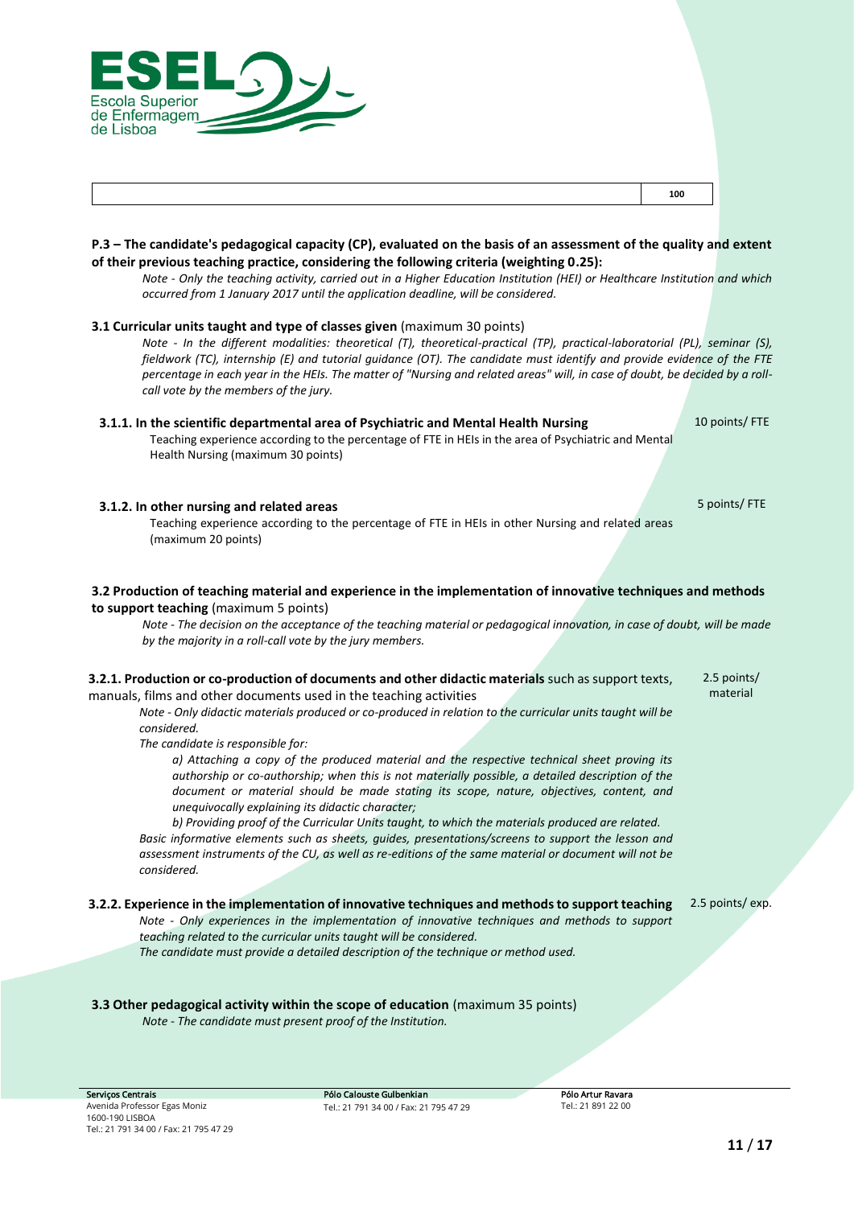| | 100 |
|---|---|

**P.3 – The candidate's pedagogical capacity (CP), evaluated on the basis of an assessment of the quality and extent of their previous teaching practice, considering the following criteria (weighting 0.25):**

*Note - Only the teaching activity, carried out in a Higher Education Institution (HEI) or Healthcare Institution and which occurred from 1 January 2017 until the application deadline, will be considered.*

**3.1 Curricular units taught and type of classes given** (maximum 30 points)

*Note - In the different modalities: theoretical (T), theoretical-practical (TP), practical-laboratorial (PL), seminar (S), fieldwork (TC), internship (E) and tutorial guidance (OT). The candidate must identify and provide evidence of the FTE percentage in each year in the HEIs. The matter of "Nursing and related areas" will, in case of doubt, be decided by a roll-call vote by the members of the jury.*

**3.1.1. In the scientific departmental area of Psychiatric and Mental Health Nursing** — 10 points/ FTE

Teaching experience according to the percentage of FTE in HEIs in the area of Psychiatric and Mental Health Nursing (maximum 30 points)

**3.1.2. In other nursing and related areas** — 5 points/ FTE

Teaching experience according to the percentage of FTE in HEIs in other Nursing and related areas (maximum 20 points)

**3.2 Production of teaching material and experience in the implementation of innovative techniques and methods to support teaching** (maximum 5 points)

*Note - The decision on the acceptance of the teaching material or pedagogical innovation, in case of doubt, will be made by the majority in a roll-call vote by the jury members.*

**3.2.1. Production or co-production of documents and other didactic materials** such as support texts, manuals, films and other documents used in the teaching activities — 2.5 points/ material

*Note - Only didactic materials produced or co-produced in relation to the curricular units taught will be considered.*

*The candidate is responsible for:*

*a) Attaching a copy of the produced material and the respective technical sheet proving its authorship or co-authorship; when this is not materially possible, a detailed description of the document or material should be made stating its scope, nature, objectives, content, and unequivocally explaining its didactic character;*

*b) Providing proof of the Curricular Units taught, to which the materials produced are related.*

*Basic informative elements such as sheets, guides, presentations/screens to support the lesson and assessment instruments of the CU, as well as re-editions of the same material or document will not be considered.*

**3.2.2. Experience in the implementation of innovative techniques and methods to support teaching** — 2.5 points/ exp.

*Note - Only experiences in the implementation of innovative techniques and methods to support teaching related to the curricular units taught will be considered.*

*The candidate must provide a detailed description of the technique or method used.*

**3.3 Other pedagogical activity within the scope of education** (maximum 35 points)

*Note - The candidate must present proof of the Institution.*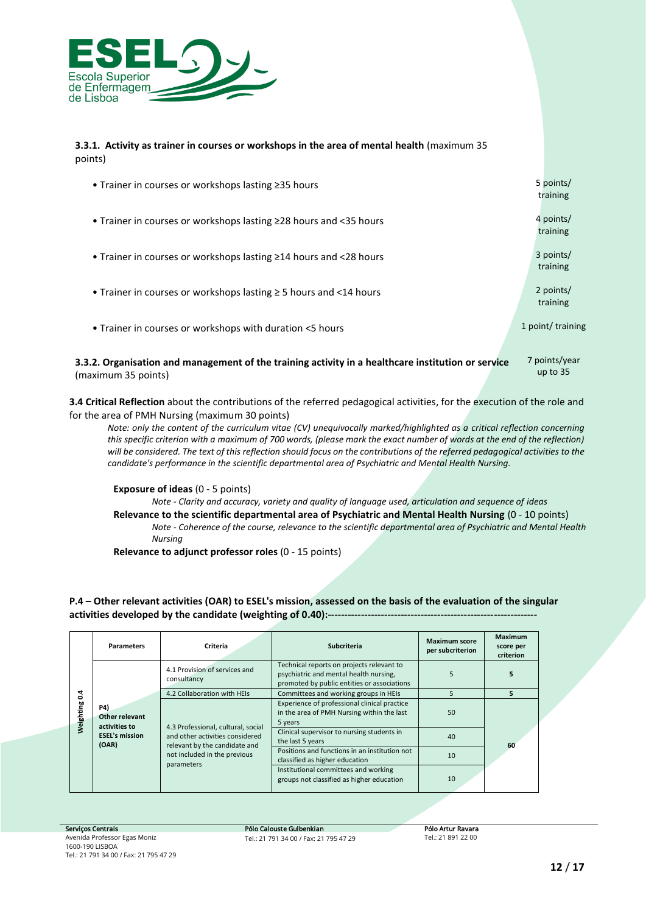**3.3.1. Activity as trainer in courses or workshops in the area of mental health** (maximum 35 points)

- Trainer in courses or workshops lasting ≥35 hours — 5 points/ training
- Trainer in courses or workshops lasting ≥28 hours and <35 hours — 4 points/ training
- Trainer in courses or workshops lasting ≥14 hours and <28 hours — 3 points/ training
- Trainer in courses or workshops lasting ≥ 5 hours and <14 hours — 2 points/ training
- Trainer in courses or workshops with duration <5 hours — 1 point/ training

**3.3.2. Organisation and management of the training activity in a healthcare institution or service** (maximum 35 points) — 7 points/year up to 35

**3.4 Critical Reflection** about the contributions of the referred pedagogical activities, for the execution of the role and for the area of PMH Nursing (maximum 30 points)

*Note: only the content of the curriculum vitae (CV) unequivocally marked/highlighted as a critical reflection concerning this specific criterion with a maximum of 700 words, (please mark the exact number of words at the end of the reflection) will be considered. The text of this reflection should focus on the contributions of the referred pedagogical activities to the candidate's performance in the scientific departmental area of Psychiatric and Mental Health Nursing.*

**Exposure of ideas** (0 - 5 points)

*Note - Clarity and accuracy, variety and quality of language used, articulation and sequence of ideas*

**Relevance to the scientific departmental area of Psychiatric and Mental Health Nursing** (0 - 10 points)

*Note - Coherence of the course, relevance to the scientific departmental area of Psychiatric and Mental Health Nursing*

**Relevance to adjunct professor roles** (0 - 15 points)

**P.4 – Other relevant activities (OAR) to ESEL's mission, assessed on the basis of the evaluation of the singular activities developed by the candidate (weighting of 0.40):---------------------------------------------------------------**

| | Parameters | Criteria | Subcriteria | Maximum score per subcriterion | Maximum score per criterion |
|---|---|---|---|---|---|
| Weighting 0.4 | **P4) Other relevant activities to ESEL's mission (OAR)** | 4.1 Provision of services and consultancy | Technical reports on projects relevant to psychiatric and mental health nursing, promoted by public entities or associations | 5 | **5** |
| | | 4.2 Collaboration with HEIs | Committees and working groups in HEIs | 5 | **5** |
| | | 4.3 Professional, cultural, social and other activities considered relevant by the candidate and not included in the previous parameters | Experience of professional clinical practice in the area of PMH Nursing within the last 5 years | 50 | **60** |
| | | | Clinical supervisor to nursing students in the last 5 years | 40 | |
| | | | Positions and functions in an institution not classified as higher education | 10 | |
| | | | Institutional committees and working groups not classified as higher education | 10 | |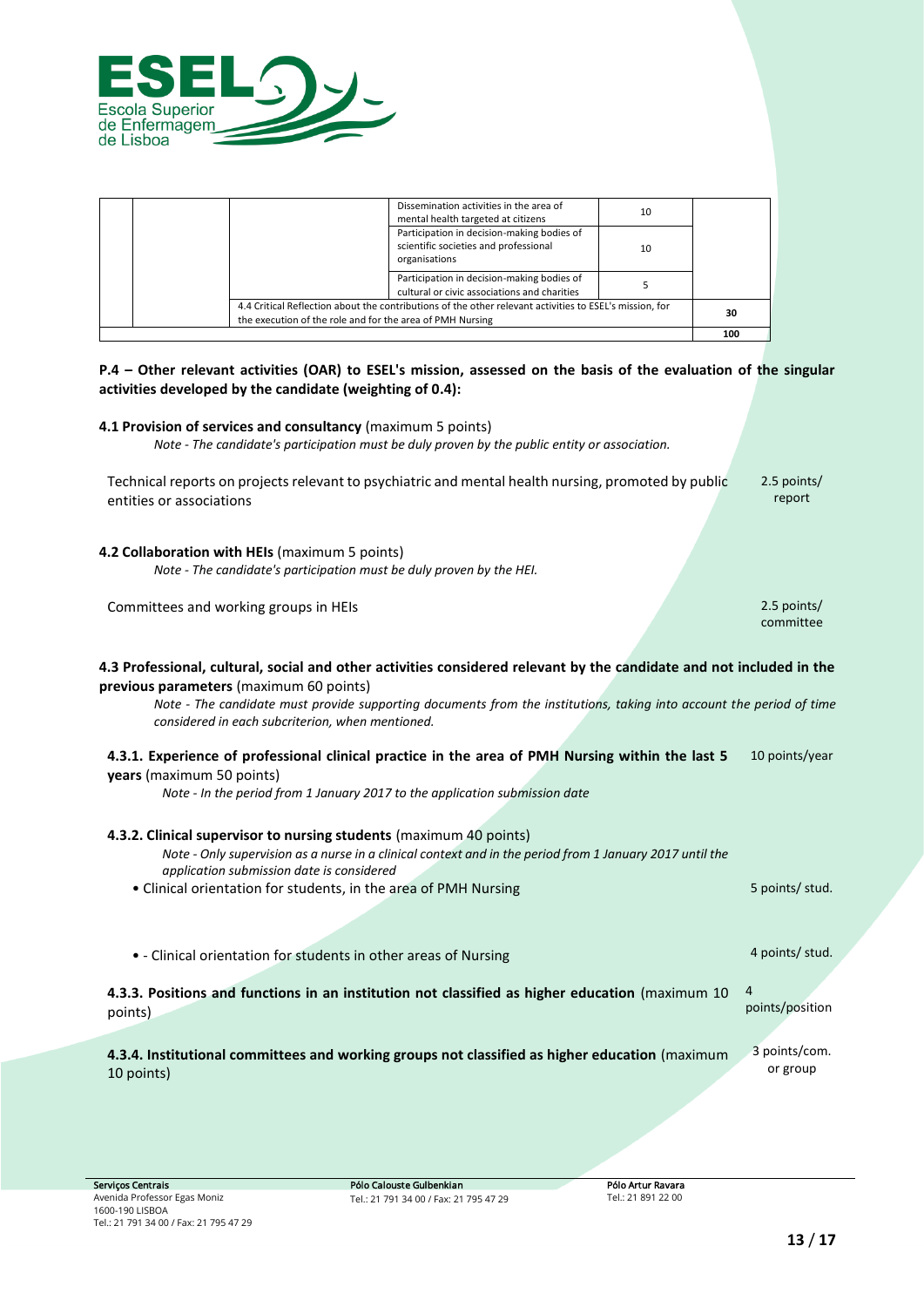| | | | | | |
|---|---|---|---|---|---|
| | | | Dissemination activities in the area of mental health targeted at citizens | 10 | |
| | | | Participation in decision-making bodies of scientific societies and professional organisations | 10 | |
| | | | Participation in decision-making bodies of cultural or civic associations and charities | 5 | |
| | | 4.4 Critical Reflection about the contributions of the other relevant activities to ESEL's mission, for the execution of the role and for the area of PMH Nursing | | | 30 |
| | | | | | 100 |

**P.4 – Other relevant activities (OAR) to ESEL's mission, assessed on the basis of the evaluation of the singular activities developed by the candidate (weighting of 0.4):**

**4.1 Provision of services and consultancy** (maximum 5 points)

*Note - The candidate's participation must be duly proven by the public entity or association.*

| | |
|---|---|
| Technical reports on projects relevant to psychiatric and mental health nursing, promoted by public entities or associations | 2.5 points/ report |

**4.2 Collaboration with HEIs** (maximum 5 points)

*Note - The candidate's participation must be duly proven by the HEI.*

| | |
|---|---|
| Committees and working groups in HEIs | 2.5 points/ committee |

**4.3 Professional, cultural, social and other activities considered relevant by the candidate and not included in the previous parameters** (maximum 60 points)

*Note - The candidate must provide supporting documents from the institutions, taking into account the period of time considered in each subcriterion, when mentioned.*

**4.3.1. Experience of professional clinical practice in the area of PMH Nursing within the last 5 years** (maximum 50 points) — 10 points/year

*Note - In the period from 1 January 2017 to the application submission date*

**4.3.2. Clinical supervisor to nursing students** (maximum 40 points)

*Note - Only supervision as a nurse in a clinical context and in the period from 1 January 2017 until the application submission date is considered*

- Clinical orientation for students, in the area of PMH Nursing — 5 points/ stud.
- - Clinical orientation for students in other areas of Nursing — 4 points/ stud.

**4.3.3. Positions and functions in an institution not classified as higher education** (maximum 10 points) — 4 points/position

**4.3.4. Institutional committees and working groups not classified as higher education** (maximum 10 points) — 3 points/com. or group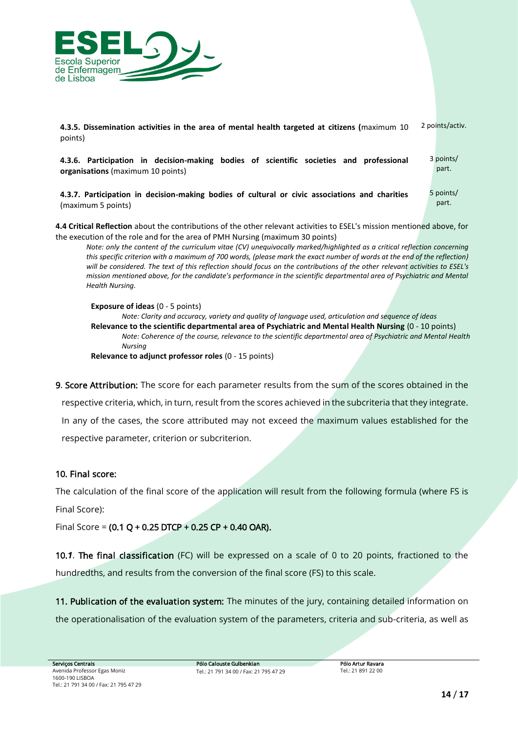**4.3.5. Dissemination activities in the area of mental health targeted at citizens (**maximum 10 points) — 2 points/activ.

**4.3.6. Participation in decision-making bodies of scientific societies and professional organisations** (maximum 10 points) — 3 points/part.

**4.3.7. Participation in decision-making bodies of cultural or civic associations and charities** (maximum 5 points) — 5 points/part.

**4.4 Critical Reflection** about the contributions of the other relevant activities to ESEL's mission mentioned above, for the execution of the role and for the area of PMH Nursing (maximum 30 points)

*Note: only the content of the curriculum vitae (CV) unequivocally marked/highlighted as a critical reflection concerning this specific criterion with a maximum of 700 words, (please mark the exact number of words at the end of the reflection) will be considered. The text of this reflection should focus on the contributions of the other relevant activities to ESEL's mission mentioned above, for the candidate's performance in the scientific departmental area of Psychiatric and Mental Health Nursing.*

**Exposure of ideas** (0 - 5 points)

*Note: Clarity and accuracy, variety and quality of language used, articulation and sequence of ideas*

**Relevance to the scientific departmental area of Psychiatric and Mental Health Nursing** (0 - 10 points)

*Note: Coherence of the course, relevance to the scientific departmental area of Psychiatric and Mental Health Nursing*

**Relevance to adjunct professor roles** (0 - 15 points)

**9. Score Attribution:** The score for each parameter results from the sum of the scores obtained in the respective criteria, which, in turn, result from the scores achieved in the subcriteria that they integrate. In any of the cases, the score attributed may not exceed the maximum values established for the respective parameter, criterion or subcriterion.

## 10. Final score:

The calculation of the final score of the application will result from the following formula (where FS is Final Score):

Final Score = **(0.1 Q + 0.25 DTCP + 0.25 CP + 0.40 OAR).**

**10.1. The final classification** (FC) will be expressed on a scale of 0 to 20 points, fractioned to the hundredths, and results from the conversion of the final score (FS) to this scale.

**11. Publication of the evaluation system:** The minutes of the jury, containing detailed information on the operationalisation of the evaluation system of the parameters, criteria and sub-criteria, as well as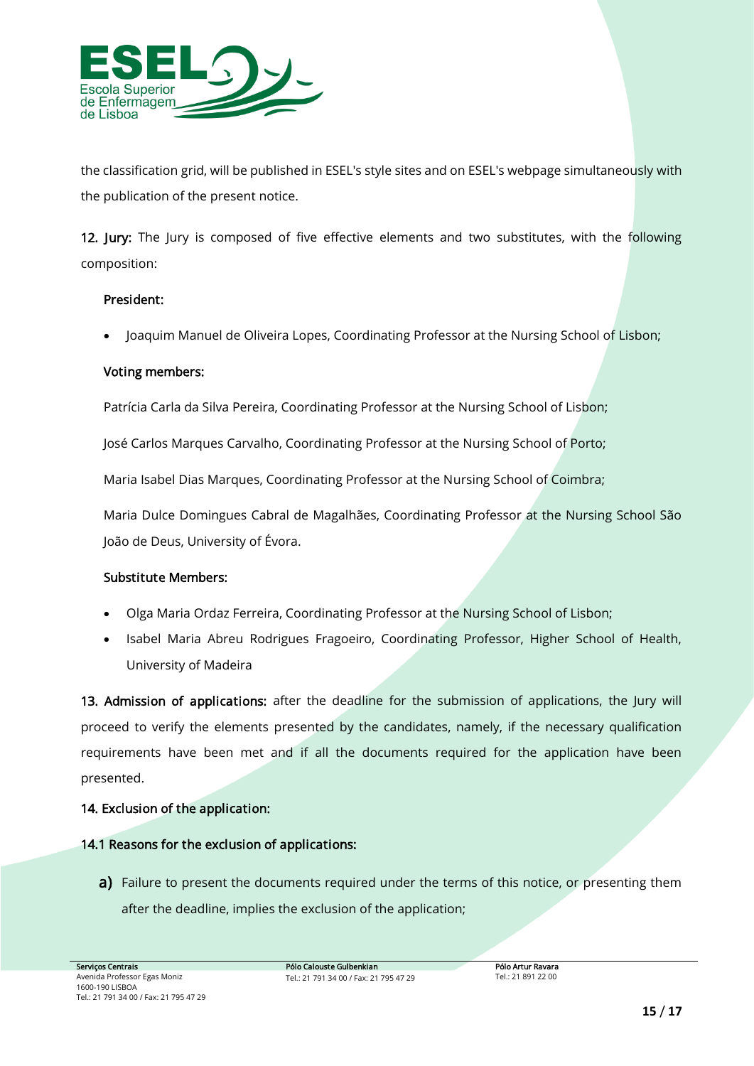the classification grid, will be published in ESEL's style sites and on ESEL's webpage simultaneously with the publication of the present notice.

**12. Jury:** The Jury is composed of five effective elements and two substitutes, with the following composition:

**President:**

- Joaquim Manuel de Oliveira Lopes, Coordinating Professor at the Nursing School of Lisbon;

**Voting members:**

Patrícia Carla da Silva Pereira, Coordinating Professor at the Nursing School of Lisbon;

José Carlos Marques Carvalho, Coordinating Professor at the Nursing School of Porto;

Maria Isabel Dias Marques, Coordinating Professor at the Nursing School of Coimbra;

Maria Dulce Domingues Cabral de Magalhães, Coordinating Professor at the Nursing School São João de Deus, University of Évora.

**Substitute Members:**

- Olga Maria Ordaz Ferreira, Coordinating Professor at the Nursing School of Lisbon;
- Isabel Maria Abreu Rodrigues Fragoeiro, Coordinating Professor, Higher School of Health, University of Madeira

**13. Admission of applications:** after the deadline for the submission of applications, the Jury will proceed to verify the elements presented by the candidates, namely, if the necessary qualification requirements have been met and if all the documents required for the application have been presented.

**14. Exclusion of the application:**

**14.1 Reasons for the exclusion of applications:**

**a)** Failure to present the documents required under the terms of this notice, or presenting them after the deadline, implies the exclusion of the application;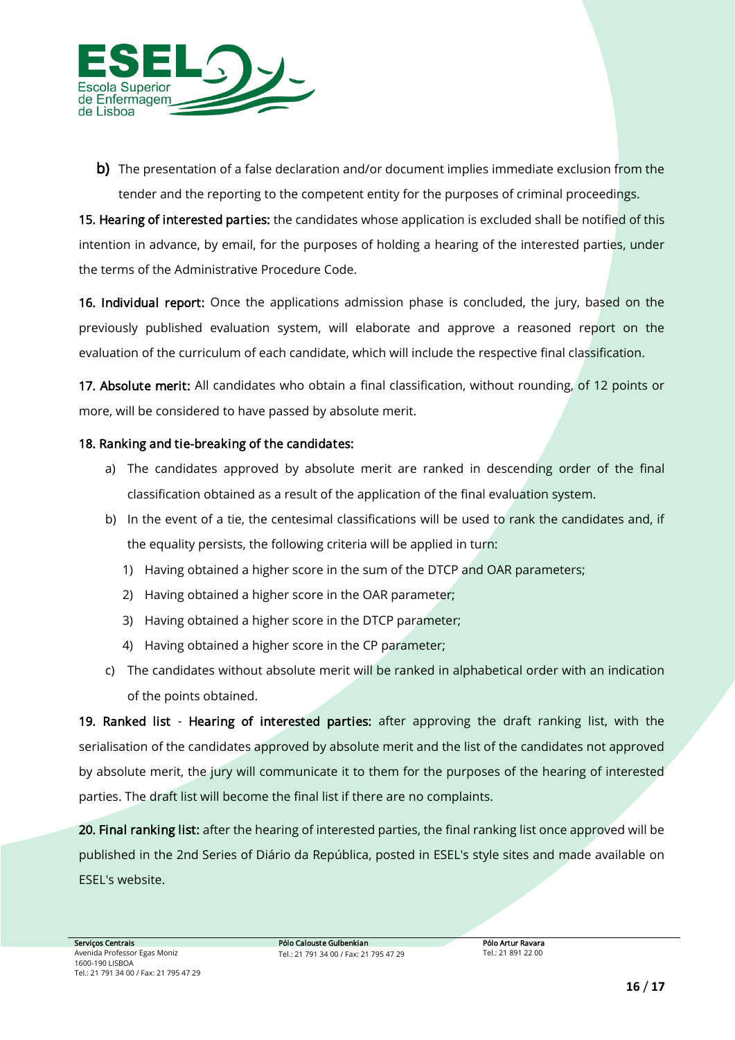**b)** The presentation of a false declaration and/or document implies immediate exclusion from the tender and the reporting to the competent entity for the purposes of criminal proceedings.

**15. Hearing of interested parties:** the candidates whose application is excluded shall be notified of this intention in advance, by email, for the purposes of holding a hearing of the interested parties, under the terms of the Administrative Procedure Code.

**16. Individual report:** Once the applications admission phase is concluded, the jury, based on the previously published evaluation system, will elaborate and approve a reasoned report on the evaluation of the curriculum of each candidate, which will include the respective final classification.

**17. Absolute merit:** All candidates who obtain a final classification, without rounding, of 12 points or more, will be considered to have passed by absolute merit.

**18. Ranking and tie-breaking of the candidates:**

a) The candidates approved by absolute merit are ranked in descending order of the final classification obtained as a result of the application of the final evaluation system.

b) In the event of a tie, the centesimal classifications will be used to rank the candidates and, if the equality persists, the following criteria will be applied in turn:

1) Having obtained a higher score in the sum of the DTCP and OAR parameters;
2) Having obtained a higher score in the OAR parameter;
3) Having obtained a higher score in the DTCP parameter;
4) Having obtained a higher score in the CP parameter;

c) The candidates without absolute merit will be ranked in alphabetical order with an indication of the points obtained.

**19. Ranked list - Hearing of interested parties:** after approving the draft ranking list, with the serialisation of the candidates approved by absolute merit and the list of the candidates not approved by absolute merit, the jury will communicate it to them for the purposes of the hearing of interested parties. The draft list will become the final list if there are no complaints.

**20. Final ranking list:** after the hearing of interested parties, the final ranking list once approved will be published in the 2nd Series of Diário da República, posted in ESEL's style sites and made available on ESEL's website.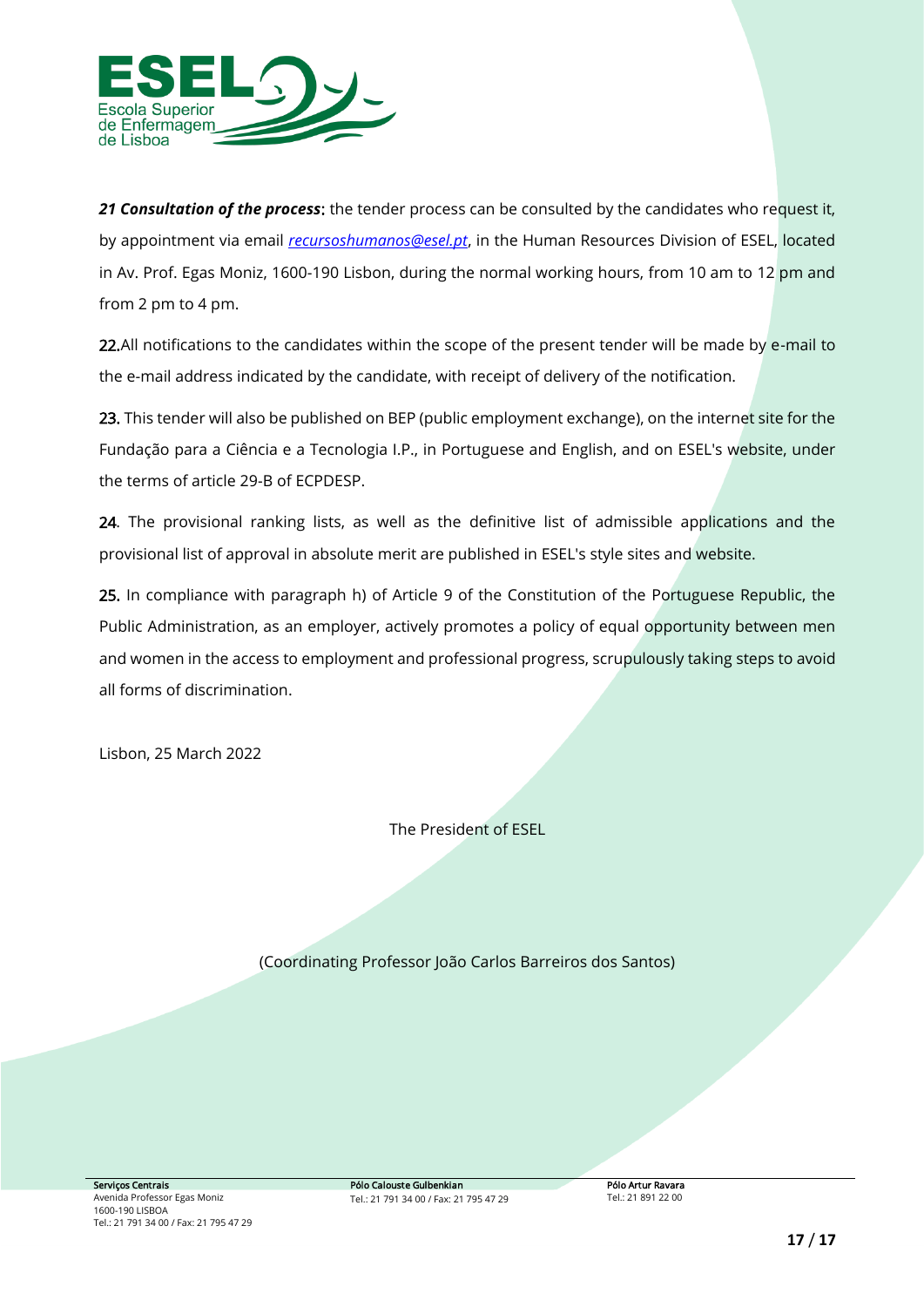***21 Consultation of the process***: the tender process can be consulted by the candidates who request it, by appointment via email *recursoshumanos@esel.pt*, in the Human Resources Division of ESEL, located in Av. Prof. Egas Moniz, 1600-190 Lisbon, during the normal working hours, from 10 am to 12 pm and from 2 pm to 4 pm.

**22.**All notifications to the candidates within the scope of the present tender will be made by e-mail to the e-mail address indicated by the candidate, with receipt of delivery of the notification.

**23.** This tender will also be published on BEP (public employment exchange), on the internet site for the Fundação para a Ciência e a Tecnologia I.P., in Portuguese and English, and on ESEL's website, under the terms of article 29-B of ECPDESP.

**24**. The provisional ranking lists, as well as the definitive list of admissible applications and the provisional list of approval in absolute merit are published in ESEL's style sites and website.

**25.** In compliance with paragraph h) of Article 9 of the Constitution of the Portuguese Republic, the Public Administration, as an employer, actively promotes a policy of equal opportunity between men and women in the access to employment and professional progress, scrupulously taking steps to avoid all forms of discrimination.

Lisbon, 25 March 2022

The President of ESEL

(Coordinating Professor João Carlos Barreiros dos Santos)